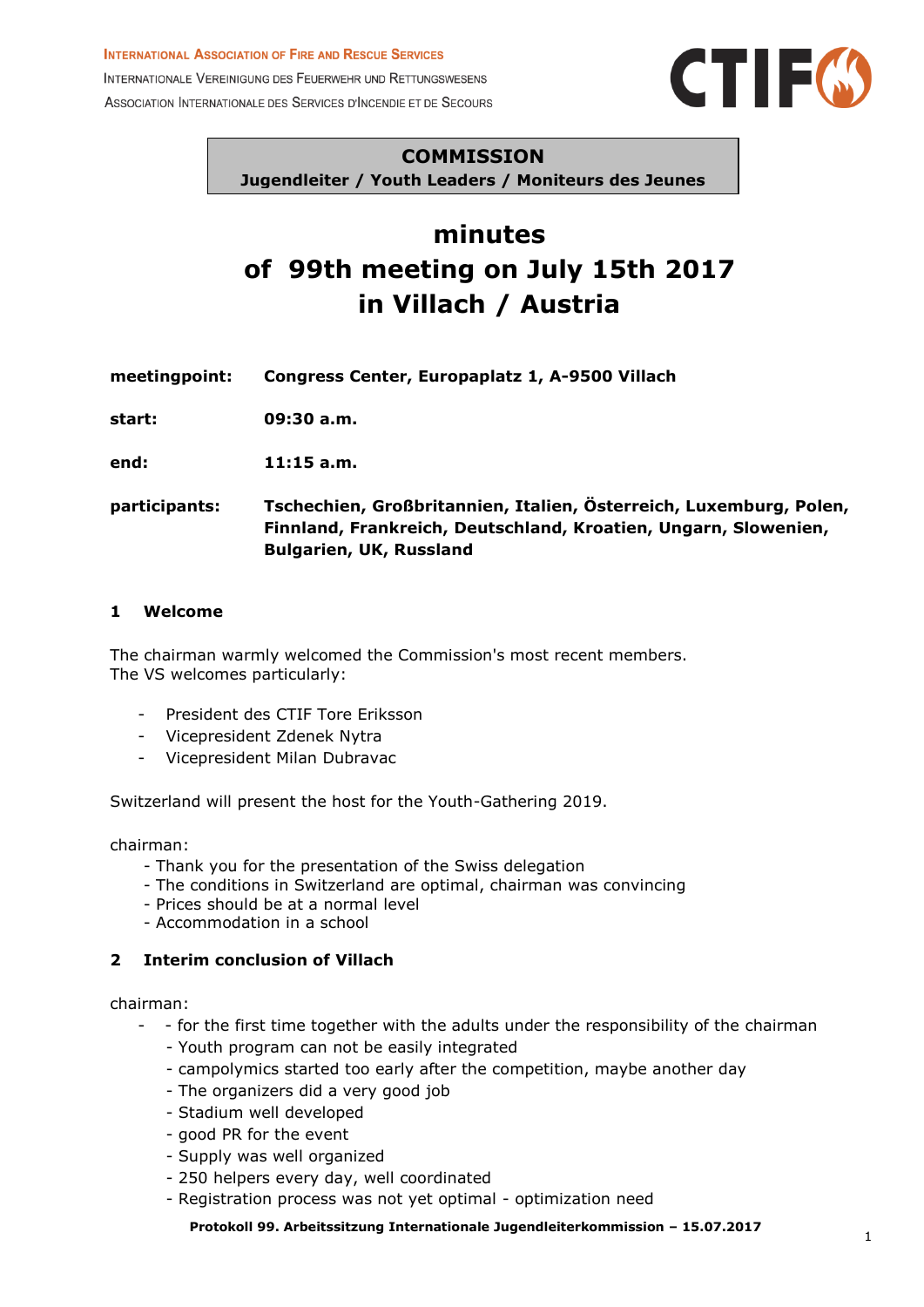International Association of Fire and Rescue Services
Internationale Vereinigung des Feuerwehr und Rettungswesens
Association Internationale des Services d'Incendie et de Secours

CTIF

**COMMISSION**
**Jugendleiter / Youth Leaders / Moniteurs des Jeunes**

# minutes
# of 99th meeting on July 15th 2017
# in Villach / Austria

**meetingpoint:** **Congress Center, Europaplatz 1, A-9500 Villach**

**start:** **09:30 a.m.**

**end:** **11:15 a.m.**

**participants:** **Tschechien, Großbritannien, Italien, Österreich, Luxemburg, Polen, Finnland, Frankreich, Deutschland, Kroatien, Ungarn, Slowenien, Bulgarien, UK, Russland**

## 1 Welcome

The chairman warmly welcomed the Commission's most recent members.
The VS welcomes particularly:

- President des CTIF Tore Eriksson
- Vicepresident Zdenek Nytra
- Vicepresident Milan Dubravac

Switzerland will present the host for the Youth-Gathering 2019.

chairman:
- Thank you for the presentation of the Swiss delegation
- The conditions in Switzerland are optimal, chairman was convincing
- Prices should be at a normal level
- Accommodation in a school

## 2 Interim conclusion of Villach

chairman:
- - for the first time together with the adults under the responsibility of the chairman
  - Youth program can not be easily integrated
  - campolymics started too early after the competition, maybe another day
  - The organizers did a very good job
  - Stadium well developed
  - good PR for the event
  - Supply was well organized
  - 250 helpers every day, well coordinated
  - Registration process was not yet optimal - optimization need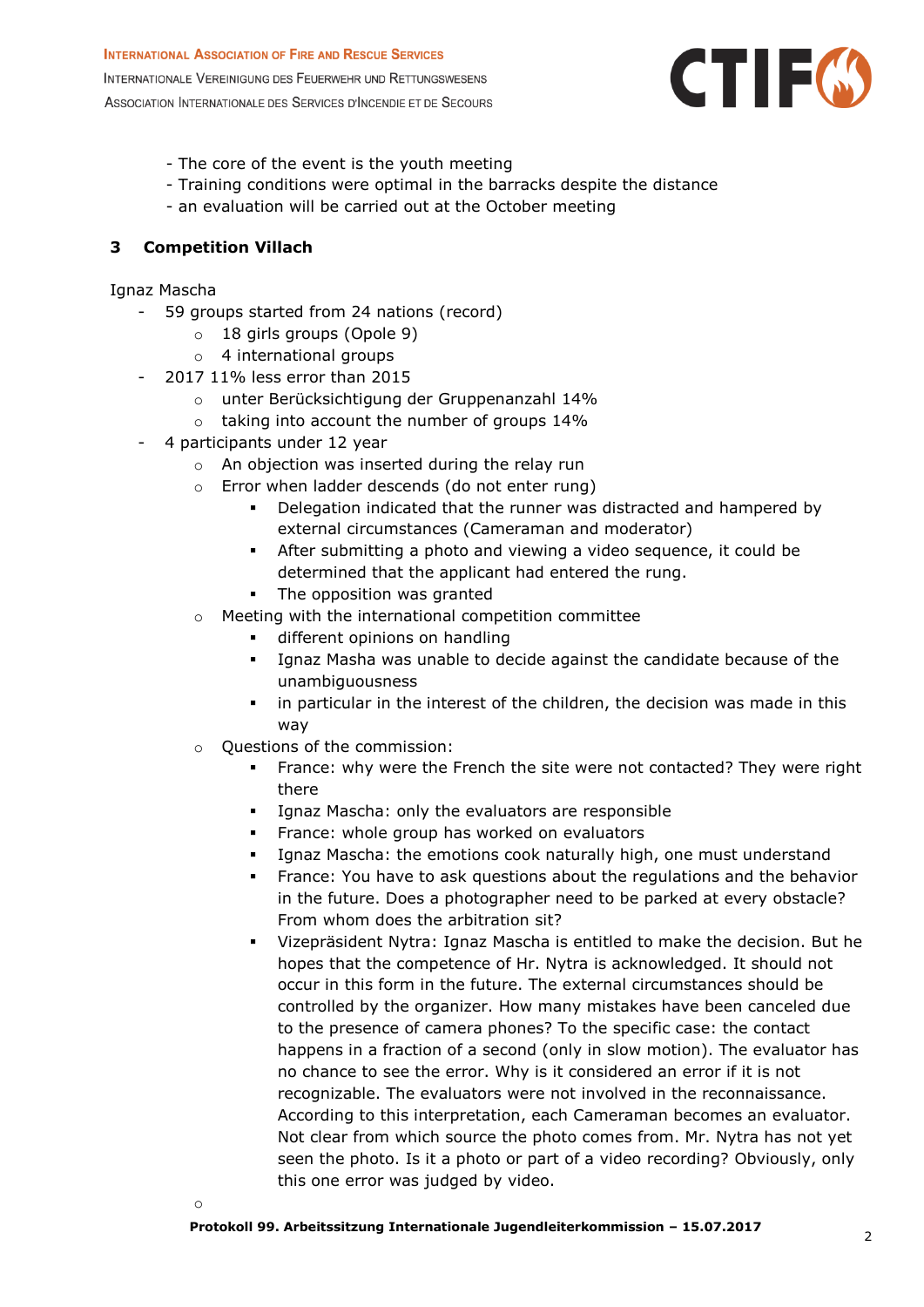- The core of the event is the youth meeting
- Training conditions were optimal in the barracks despite the distance
- an evaluation will be carried out at the October meeting

## 3 Competition Villach

Ignaz Mascha

- 59 groups started from 24 nations (record)
    - 18 girls groups (Opole 9)
    - 4 international groups
- 2017 11% less error than 2015
    - unter Berücksichtigung der Gruppenanzahl 14%
    - taking into account the number of groups 14%
- 4 participants under 12 year
    - An objection was inserted during the relay run
    - Error when ladder descends (do not enter rung)
        - Delegation indicated that the runner was distracted and hampered by external circumstances (Cameraman and moderator)
        - After submitting a photo and viewing a video sequence, it could be determined that the applicant had entered the rung.
        - The opposition was granted
    - Meeting with the international competition committee
        - different opinions on handling
        - Ignaz Masha was unable to decide against the candidate because of the unambiguousness
        - in particular in the interest of the children, the decision was made in this way
    - Questions of the commission:
        - France: why were the French the site were not contacted? They were right there
        - Ignaz Mascha: only the evaluators are responsible
        - France: whole group has worked on evaluators
        - Ignaz Mascha: the emotions cook naturally high, one must understand
        - France: You have to ask questions about the regulations and the behavior in the future. Does a photographer need to be parked at every obstacle? From whom does the arbitration sit?
        - Vizepräsident Nytra: Ignaz Mascha is entitled to make the decision. But he hopes that the competence of Hr. Nytra is acknowledged. It should not occur in this form in the future. The external circumstances should be controlled by the organizer. How many mistakes have been canceled due to the presence of camera phones? To the specific case: the contact happens in a fraction of a second (only in slow motion). The evaluator has no chance to see the error. Why is it considered an error if it is not recognizable. The evaluators were not involved in the reconnaissance. According to this interpretation, each Cameraman becomes an evaluator. Not clear from which source the photo comes from. Mr. Nytra has not yet seen the photo. Is it a photo or part of a video recording? Obviously, only this one error was judged by video.
    -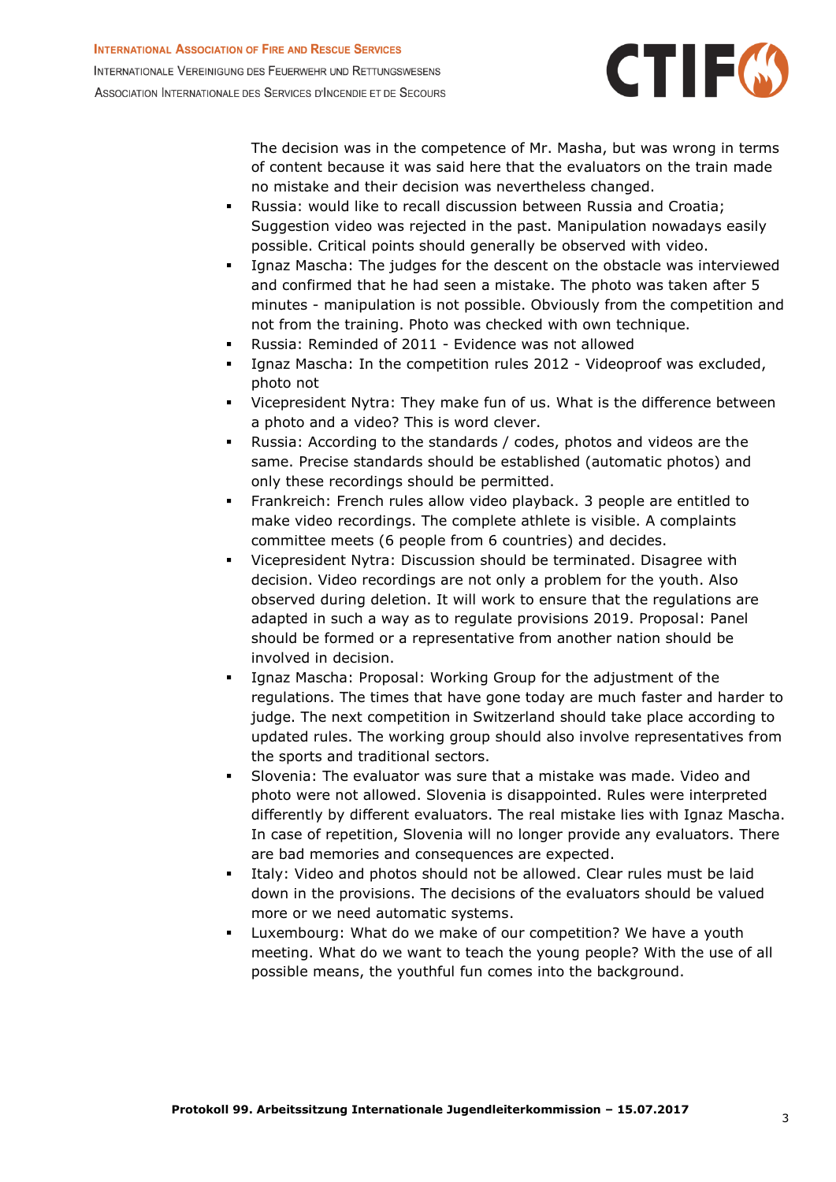The decision was in the competence of Mr. Masha, but was wrong in terms of content because it was said here that the evaluators on the train made no mistake and their decision was nevertheless changed.

- Russia: would like to recall discussion between Russia and Croatia; Suggestion video was rejected in the past. Manipulation nowadays easily possible. Critical points should generally be observed with video.
- Ignaz Mascha: The judges for the descent on the obstacle was interviewed and confirmed that he had seen a mistake. The photo was taken after 5 minutes - manipulation is not possible. Obviously from the competition and not from the training. Photo was checked with own technique.
- Russia: Reminded of 2011 - Evidence was not allowed
- Ignaz Mascha: In the competition rules 2012 - Videoproof was excluded, photo not
- Vicepresident Nytra: They make fun of us. What is the difference between a photo and a video? This is word clever.
- Russia: According to the standards / codes, photos and videos are the same. Precise standards should be established (automatic photos) and only these recordings should be permitted.
- Frankreich: French rules allow video playback. 3 people are entitled to make video recordings. The complete athlete is visible. A complaints committee meets (6 people from 6 countries) and decides.
- Vicepresident Nytra: Discussion should be terminated. Disagree with decision. Video recordings are not only a problem for the youth. Also observed during deletion. It will work to ensure that the regulations are adapted in such a way as to regulate provisions 2019. Proposal: Panel should be formed or a representative from another nation should be involved in decision.
- Ignaz Mascha: Proposal: Working Group for the adjustment of the regulations. The times that have gone today are much faster and harder to judge. The next competition in Switzerland should take place according to updated rules. The working group should also involve representatives from the sports and traditional sectors.
- Slovenia: The evaluator was sure that a mistake was made. Video and photo were not allowed. Slovenia is disappointed. Rules were interpreted differently by different evaluators. The real mistake lies with Ignaz Mascha. In case of repetition, Slovenia will no longer provide any evaluators. There are bad memories and consequences are expected.
- Italy: Video and photos should not be allowed. Clear rules must be laid down in the provisions. The decisions of the evaluators should be valued more or we need automatic systems.
- Luxembourg: What do we make of our competition? We have a youth meeting. What do we want to teach the young people? With the use of all possible means, the youthful fun comes into the background.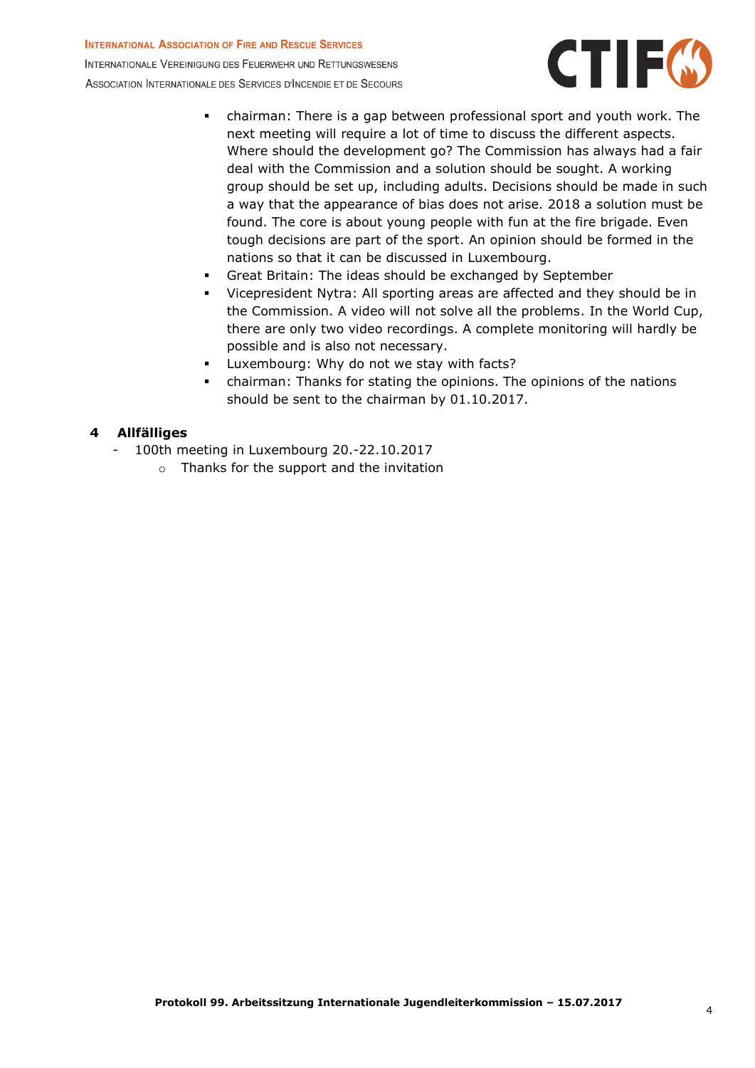- chairman: There is a gap between professional sport and youth work. The next meeting will require a lot of time to discuss the different aspects. Where should the development go? The Commission has always had a fair deal with the Commission and a solution should be sought. A working group should be set up, including adults. Decisions should be made in such a way that the appearance of bias does not arise. 2018 a solution must be found. The core is about young people with fun at the fire brigade. Even tough decisions are part of the sport. An opinion should be formed in the nations so that it can be discussed in Luxembourg.
- Great Britain: The ideas should be exchanged by September
- Vicepresident Nytra: All sporting areas are affected and they should be in the Commission. A video will not solve all the problems. In the World Cup, there are only two video recordings. A complete monitoring will hardly be possible and is also not necessary.
- Luxembourg: Why do not we stay with facts?
- chairman: Thanks for stating the opinions. The opinions of the nations should be sent to the chairman by 01.10.2017.

## 4 Allfälliges

- 100th meeting in Luxembourg 20.-22.10.2017
  - Thanks for the support and the invitation